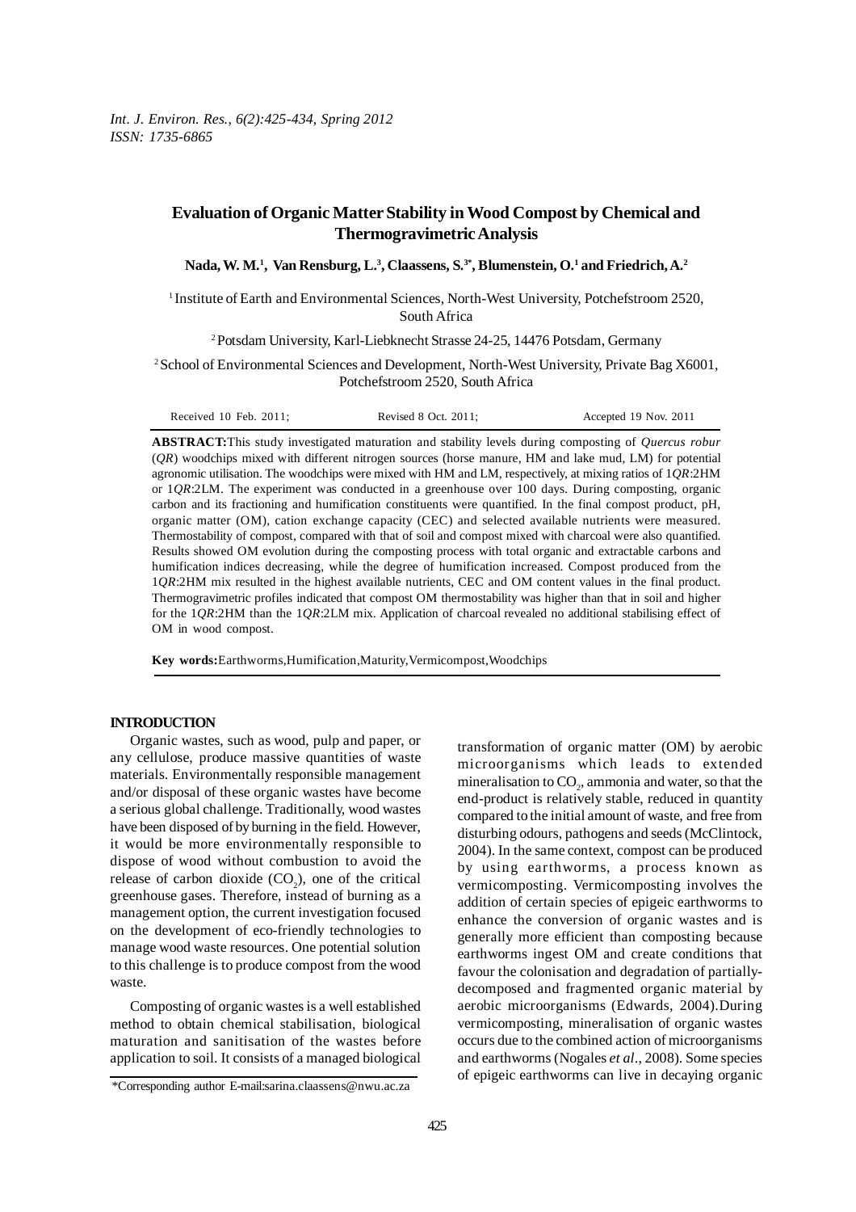# Evaluation of Organic Matter Stability in Wood Compost by Chemical and Thermogravimetric Analysis

**Nada, W. M.[1], Van Rensburg, L.[3], Claassens, S.[3*], Blumenstein, O.[1] and Friedrich, A.[2]**

[1] Institute of Earth and Environmental Sciences, North-West University, Potchefstroom 2520, South Africa

[2] Potsdam University, Karl-Liebknecht Strasse 24-25, 14476 Potsdam, Germany

[2] School of Environmental Sciences and Development, North-West University, Private Bag X6001, Potchefstroom 2520, South Africa

Received 10 Feb. 2011; Revised 8 Oct. 2011; Accepted 19 Nov. 2011

**ABSTRACT:** This study investigated maturation and stability levels during composting of *Quercus robur* (*QR*) woodchips mixed with different nitrogen sources (horse manure, HM and lake mud, LM) for potential agronomic utilisation. The woodchips were mixed with HM and LM, respectively, at mixing ratios of 1*QR*:2HM or 1*QR*:2LM. The experiment was conducted in a greenhouse over 100 days. During composting, organic carbon and its fractioning and humification constituents were quantified. In the final compost product, pH, organic matter (OM), cation exchange capacity (CEC) and selected available nutrients were measured. Thermostability of compost, compared with that of soil and compost mixed with charcoal were also quantified. Results showed OM evolution during the composting process with total organic and extractable carbons and humification indices decreasing, while the degree of humification increased. Compost produced from the 1*QR*:2HM mix resulted in the highest available nutrients, CEC and OM content values in the final product. Thermogravimetric profiles indicated that compost OM thermostability was higher than that in soil and higher for the 1*QR*:2HM than the 1*QR*:2LM mix. Application of charcoal revealed no additional stabilising effect of OM in wood compost.

**Key words:** Earthworms, Humification, Maturity, Vermicompost, Woodchips

## INTRODUCTION

Organic wastes, such as wood, pulp and paper, or any cellulose, produce massive quantities of waste materials. Environmentally responsible management and/or disposal of these organic wastes have become a serious global challenge. Traditionally, wood wastes have been disposed of by burning in the field. However, it would be more environmentally responsible to dispose of wood without combustion to avoid the release of carbon dioxide ($CO_2$), one of the critical greenhouse gases. Therefore, instead of burning as a management option, the current investigation focused on the development of eco-friendly technologies to manage wood waste resources. One potential solution to this challenge is to produce compost from the wood waste.

Composting of organic wastes is a well established method to obtain chemical stabilisation, biological maturation and sanitisation of the wastes before application to soil. It consists of a managed biological transformation of organic matter (OM) by aerobic microorganisms which leads to extended mineralisation to $CO_2$, ammonia and water, so that the end-product is relatively stable, reduced in quantity compared to the initial amount of waste, and free from disturbing odours, pathogens and seeds (McClintock, 2004). In the same context, compost can be produced by using earthworms, a process known as vermicomposting. Vermicomposting involves the addition of certain species of epigeic earthworms to enhance the conversion of organic wastes and is generally more efficient than composting because earthworms ingest OM and create conditions that favour the colonisation and degradation of partially-decomposed and fragmented organic material by aerobic microorganisms (Edwards, 2004). During vermicomposting, mineralisation of organic wastes occurs due to the combined action of microorganisms and earthworms (Nogales *et al*., 2008). Some species of epigeic earthworms can live in decaying organic

*Corresponding author E-mail: sarina.claassens@nwu.ac.za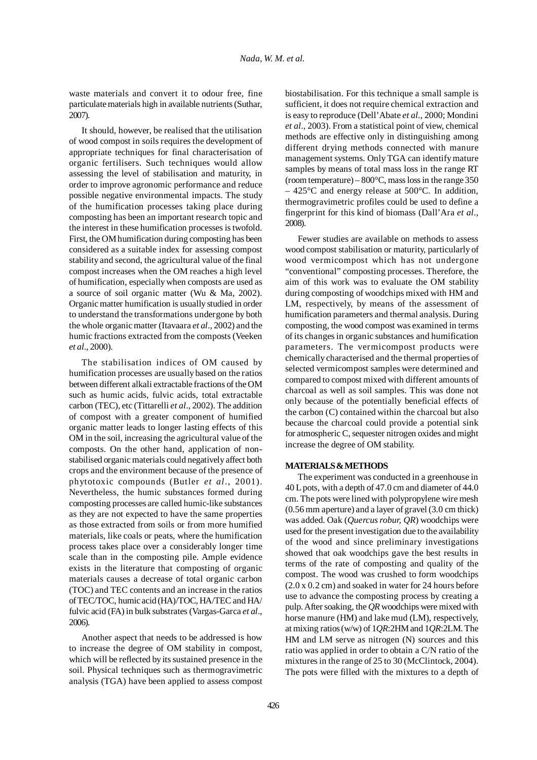waste materials and convert it to odour free, fine particulate materials high in available nutrients (Suthar, 2007).

It should, however, be realised that the utilisation of wood compost in soils requires the development of appropriate techniques for final characterisation of organic fertilisers. Such techniques would allow assessing the level of stabilisation and maturity, in order to improve agronomic performance and reduce possible negative environmental impacts. The study of the humification processes taking place during composting has been an important research topic and the interest in these humification processes is twofold. First, the OM humification during composting has been considered as a suitable index for assessing compost stability and second, the agricultural value of the final compost increases when the OM reaches a high level of humification, especially when composts are used as a source of soil organic matter (Wu & Ma, 2002). Organic matter humification is usually studied in order to understand the transformations undergone by both the whole organic matter (Itavaara *et al*., 2002) and the humic fractions extracted from the composts (Veeken *et al*., 2000).

The stabilisation indices of OM caused by humification processes are usually based on the ratios between different alkali extractable fractions of the OM such as humic acids, fulvic acids, total extractable carbon (TEC), etc (Tittarelli *et al*., 2002). The addition of compost with a greater component of humified organic matter leads to longer lasting effects of this OM in the soil, increasing the agricultural value of the composts. On the other hand, application of non-stabilised organic materials could negatively affect both crops and the environment because of the presence of phytotoxic compounds (Butler *et al*., 2001). Nevertheless, the humic substances formed during composting processes are called humic-like substances as they are not expected to have the same properties as those extracted from soils or from more humified materials, like coals or peats, where the humification process takes place over a considerably longer time scale than in the composting pile. Ample evidence exists in the literature that composting of organic materials causes a decrease of total organic carbon (TOC) and TEC contents and an increase in the ratios of TEC/TOC, humic acid (HA)/TOC, HA/TEC and HA/fulvic acid (FA) in bulk substrates (Vargas-Garca *et al*., 2006).

Another aspect that needs to be addressed is how to increase the degree of OM stability in compost, which will be reflected by its sustained presence in the soil. Physical techniques such as thermogravimetric analysis (TGA) have been applied to assess compost biostabilisation. For this technique a small sample is sufficient, it does not require chemical extraction and is easy to reproduce (Dell'Abate *et al.*, 2000; Mondini *et al*., 2003). From a statistical point of view, chemical methods are effective only in distinguishing among different drying methods connected with manure management systems. Only TGA can identify mature samples by means of total mass loss in the range RT (room temperature) – 800°C, mass loss in the range 350 – 425°C and energy release at 500°C. In addition, thermogravimetric profiles could be used to define a fingerprint for this kind of biomass (Dall'Ara *et al*., 2008).

Fewer studies are available on methods to assess wood compost stabilisation or maturity, particularly of wood vermicompost which has not undergone "conventional" composting processes. Therefore, the aim of this work was to evaluate the OM stability during composting of woodchips mixed with HM and LM, respectively, by means of the assessment of humification parameters and thermal analysis. During composting, the wood compost was examined in terms of its changes in organic substances and humification parameters. The vermicompost products were chemically characterised and the thermal properties of selected vermicompost samples were determined and compared to compost mixed with different amounts of charcoal as well as soil samples. This was done not only because of the potentially beneficial effects of the carbon (C) contained within the charcoal but also because the charcoal could provide a potential sink for atmospheric C, sequester nitrogen oxides and might increase the degree of OM stability.

## MATERIALS & METHODS

The experiment was conducted in a greenhouse in 40 L pots, with a depth of 47.0 cm and diameter of 44.0 cm. The pots were lined with polypropylene wire mesh (0.56 mm aperture) and a layer of gravel (3.0 cm thick) was added. Oak (*Quercus robur, QR*) woodchips were used for the present investigation due to the availability of the wood and since preliminary investigations showed that oak woodchips gave the best results in terms of the rate of composting and quality of the compost. The wood was crushed to form woodchips (2.0 x 0.2 cm) and soaked in water for 24 hours before use to advance the composting process by creating a pulp. After soaking, the *QR* woodchips were mixed with horse manure (HM) and lake mud (LM), respectively, at mixing ratios (w/w) of 1*QR*:2HM and 1*QR*:2LM. The HM and LM serve as nitrogen (N) sources and this ratio was applied in order to obtain a C/N ratio of the mixtures in the range of 25 to 30 (McClintock, 2004). The pots were filled with the mixtures to a depth of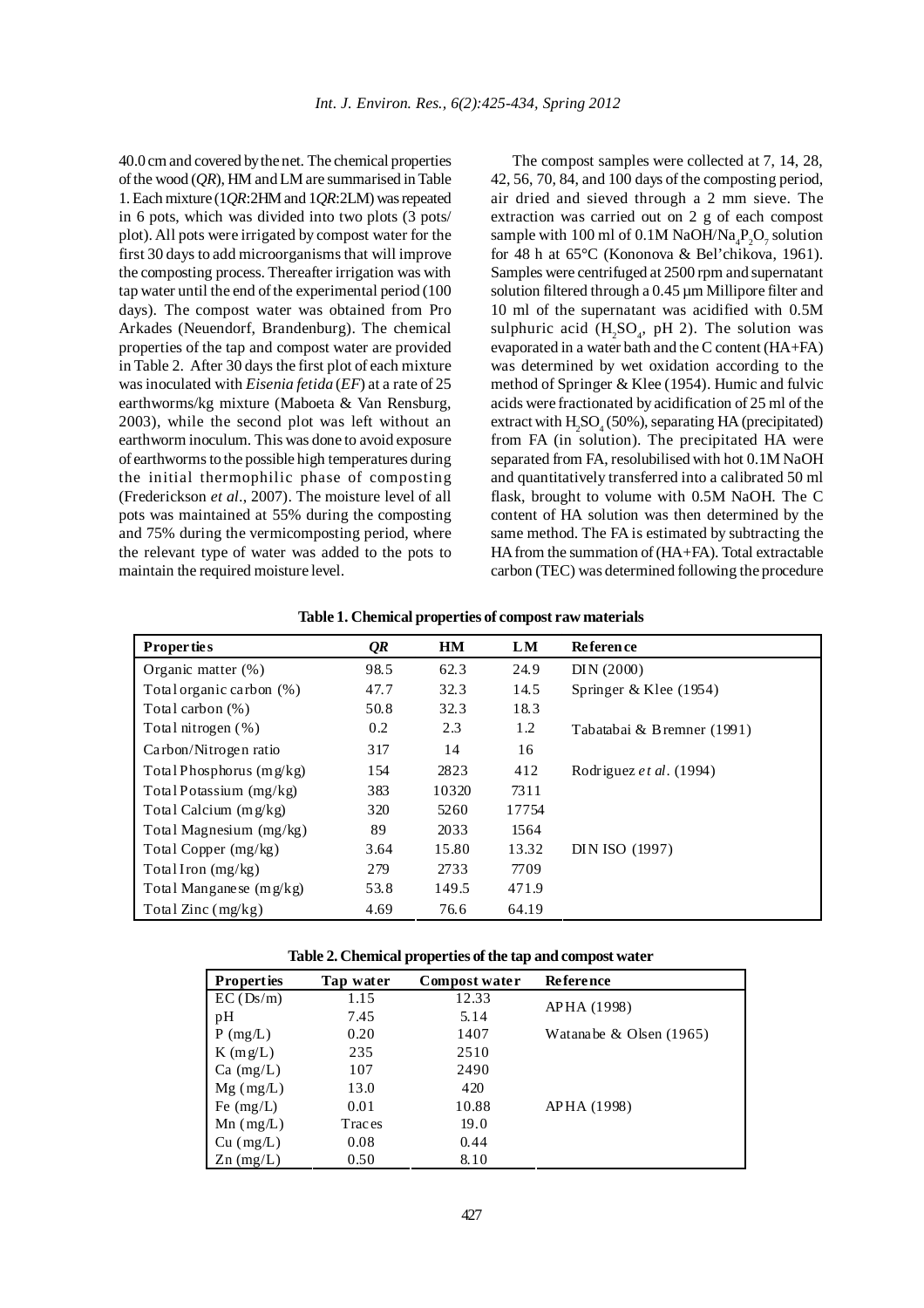40.0 cm and covered by the net. The chemical properties of the wood (*QR*), HM and LM are summarised in Table 1. Each mixture (1*QR*:2HM and 1*QR*:2LM) was repeated in 6 pots, which was divided into two plots (3 pots/plot). All pots were irrigated by compost water for the first 30 days to add microorganisms that will improve the composting process. Thereafter irrigation was with tap water until the end of the experimental period (100 days). The compost water was obtained from Pro Arkades (Neuendorf, Brandenburg). The chemical properties of the tap and compost water are provided in Table 2. After 30 days the first plot of each mixture was inoculated with *Eisenia fetida* (*EF*) at a rate of 25 earthworms/kg mixture (Maboeta & Van Rensburg, 2003), while the second plot was left without an earthworm inoculum. This was done to avoid exposure of earthworms to the possible high temperatures during the initial thermophilic phase of composting (Frederickson *et al*., 2007). The moisture level of all pots was maintained at 55% during the composting and 75% during the vermicomposting period, where the relevant type of water was added to the pots to maintain the required moisture level.

The compost samples were collected at 7, 14, 28, 42, 56, 70, 84, and 100 days of the composting period, air dried and sieved through a 2 mm sieve. The extraction was carried out on 2 g of each compost sample with 100 ml of 0.1M $NaOH/Na_4P_2O_7$ solution for 48 h at 65°C (Kononova & Bel'chikova, 1961). Samples were centrifuged at 2500 rpm and supernatant solution filtered through a 0.45 µm Millipore filter and 10 ml of the supernatant was acidified with 0.5M sulphuric acid ($H_2SO_4$, pH 2). The solution was evaporated in a water bath and the C content (HA+FA) was determined by wet oxidation according to the method of Springer & Klee (1954). Humic and fulvic acids were fractionated by acidification of 25 ml of the extract with $H_2SO_4$ (50%), separating HA (precipitated) from FA (in solution). The precipitated HA were separated from FA, resolubilised with hot 0.1M NaOH and quantitatively transferred into a calibrated 50 ml flask, brought to volume with 0.5M NaOH. The C content of HA solution was then determined by the same method. The FA is estimated by subtracting the HA from the summation of (HA+FA). Total extractable carbon (TEC) was determined following the procedure

**Table 1. Chemical properties of compost raw materials**

| Properties | *QR* | HM | LM | Reference |
|---|---|---|---|---|
| Organic matter (%) | 98.5 | 62.3 | 24.9 | DIN (2000) |
| Total organic carbon (%) | 47.7 | 32.3 | 14.5 | Springer & Klee (1954) |
| Total carbon (%) | 50.8 | 32.3 | 18.3 | |
| Total nitrogen (%) | 0.2 | 2.3 | 1.2 | Tabatabai & Bremner (1991) |
| Carbon/Nitrogen ratio | 317 | 14 | 16 | |
| Total Phosphorus (mg/kg) | 154 | 2823 | 412 | Rodriguez *et al*. (1994) |
| Total Potassium (mg/kg) | 383 | 10320 | 7311 | |
| Total Calcium (mg/kg) | 320 | 5260 | 17754 | |
| Total Magnesium (mg/kg) | 89 | 2033 | 1564 | |
| Total Copper (mg/kg) | 3.64 | 15.80 | 13.32 | DIN ISO (1997) |
| Total Iron (mg/kg) | 279 | 2733 | 7709 | |
| Total Manganese (mg/kg) | 53.8 | 149.5 | 471.9 | |
| Total Zinc (mg/kg) | 4.69 | 76.6 | 64.19 | |

**Table 2. Chemical properties of the tap and compost water**

| Properties | Tap water | Compost water | Reference |
|---|---|---|---|
| EC (Ds/m) | 1.15 | 12.33 | APHA (1998) |
| pH | 7.45 | 5.14 | |
| P (mg/L) | 0.20 | 1407 | Watanabe & Olsen (1965) |
| K (mg/L) | 235 | 2510 | |
| Ca (mg/L) | 107 | 2490 | |
| Mg (mg/L) | 13.0 | 420 | |
| Fe (mg/L) | 0.01 | 10.88 | APHA (1998) |
| Mn (mg/L) | Traces | 19.0 | |
| Cu (mg/L) | 0.08 | 0.44 | |
| Zn (mg/L) | 0.50 | 8.10 | |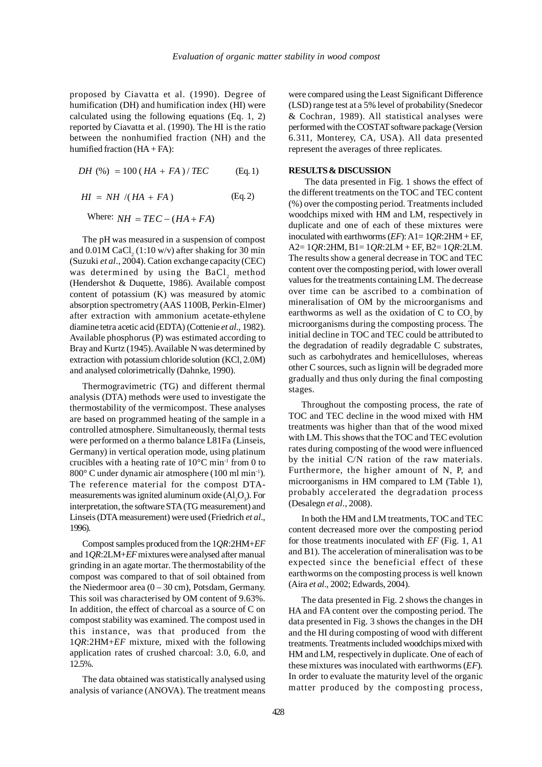proposed by Ciavatta et al. (1990). Degree of humification (DH) and humification index (HI) were calculated using the following equations (Eq. 1, 2) reported by Ciavatta et al. (1990). The HI is the ratio between the nonhumified fraction (NH) and the humified fraction (HA + FA):

$$DH\ (\%) = 100\,(HA + FA)\,/\,TEC \qquad \text{(Eq. 1)}$$

$$HI = NH\ /(HA + FA) \qquad \text{(Eq. 2)}$$

Where: $NH = TEC - (HA + FA)$

The pH was measured in a suspension of compost and 0.01M $CaCl_2$ (1:10 w/v) after shaking for 30 min (Suzuki *et al*., 2004). Cation exchange capacity (CEC) was determined by using the $BaCl_2$ method (Hendershot & Duquette, 1986). Available compost content of potassium (K) was measured by atomic absorption spectrometry (AAS 1100B, Perkin-Elmer) after extraction with ammonium acetate-ethylene diamine tetra acetic acid (EDTA) (Cottenie *et al*., 1982). Available phosphorus (P) was estimated according to Bray and Kurtz (1945). Available N was determined by extraction with potassium chloride solution (KCl, 2.0M) and analysed colorimetrically (Dahnke, 1990).

Thermogravimetric (TG) and different thermal analysis (DTA) methods were used to investigate the thermostability of the vermicompost. These analyses are based on programmed heating of the sample in a controlled atmosphere. Simultaneously, thermal tests were performed on a thermo balance L81Fa (Linseis, Germany) in vertical operation mode, using platinum crucibles with a heating rate of 10°C $min^{-1}$ from 0 to 800° C under dynamic air atmosphere (100 ml $min^{-1}$). The reference material for the compost DTA-measurements was ignited aluminum oxide ($Al_2O_3$). For interpretation, the software STA (TG measurement) and Linseis (DTA measurement) were used (Friedrich *et al*., 1996).

Compost samples produced from the 1*QR*:2HM+*EF* and 1*QR*:2LM+*EF* mixtures were analysed after manual grinding in an agate mortar. The thermostability of the compost was compared to that of soil obtained from the Niedermoor area (0 – 30 cm), Potsdam, Germany. This soil was characterised by OM content of 9.63%. In addition, the effect of charcoal as a source of C on compost stability was examined. The compost used in this instance, was that produced from the 1*QR*:2HM+*EF* mixture, mixed with the following application rates of crushed charcoal: 3.0, 6.0, and 12.5%.

The data obtained was statistically analysed using analysis of variance (ANOVA). The treatment means were compared using the Least Significant Difference (LSD) range test at a 5% level of probability (Snedecor & Cochran, 1989). All statistical analyses were performed with the COSTAT software package (Version 6.311, Monterey, CA, USA). All data presented represent the averages of three replicates.

## RESULTS & DISCUSSION

The data presented in Fig. 1 shows the effect of the different treatments on the TOC and TEC content (%) over the composting period. Treatments included woodchips mixed with HM and LM, respectively in duplicate and one of each of these mixtures were inoculated with earthworms (*EF*): A1= 1*QR*:2HM + EF, A2= 1*QR*:2HM, B1= 1*QR*:2LM + EF, B2= 1*QR*:2LM. The results show a general decrease in TOC and TEC content over the composting period, with lower overall values for the treatments containing LM. The decrease over time can be ascribed to a combination of mineralisation of OM by the microorganisms and earthworms as well as the oxidation of C to $CO_2$ by microorganisms during the composting process. The initial decline in TOC and TEC could be attributed to the degradation of readily degradable C substrates, such as carbohydrates and hemicelluloses, whereas other C sources, such as lignin will be degraded more gradually and thus only during the final composting stages.

Throughout the composting process, the rate of TOC and TEC decline in the wood mixed with HM treatments was higher than that of the wood mixed with LM. This shows that the TOC and TEC evolution rates during composting of the wood were influenced by the initial C/N ration of the raw materials. Furthermore, the higher amount of N, P, and microorganisms in HM compared to LM (Table 1), probably accelerated the degradation process (Desalegn *et al*., 2008).

In both the HM and LM treatments, TOC and TEC content decreased more over the composting period for those treatments inoculated with *EF* (Fig. 1, A1 and B1). The acceleration of mineralisation was to be expected since the beneficial effect of these earthworms on the composting process is well known (Aira *et al*., 2002; Edwards, 2004).

The data presented in Fig. 2 shows the changes in HA and FA content over the composting period. The data presented in Fig. 3 shows the changes in the DH and the HI during composting of wood with different treatments. Treatments included woodchips mixed with HM and LM, respectively in duplicate. One of each of these mixtures was inoculated with earthworms (*EF*). In order to evaluate the maturity level of the organic matter produced by the composting process,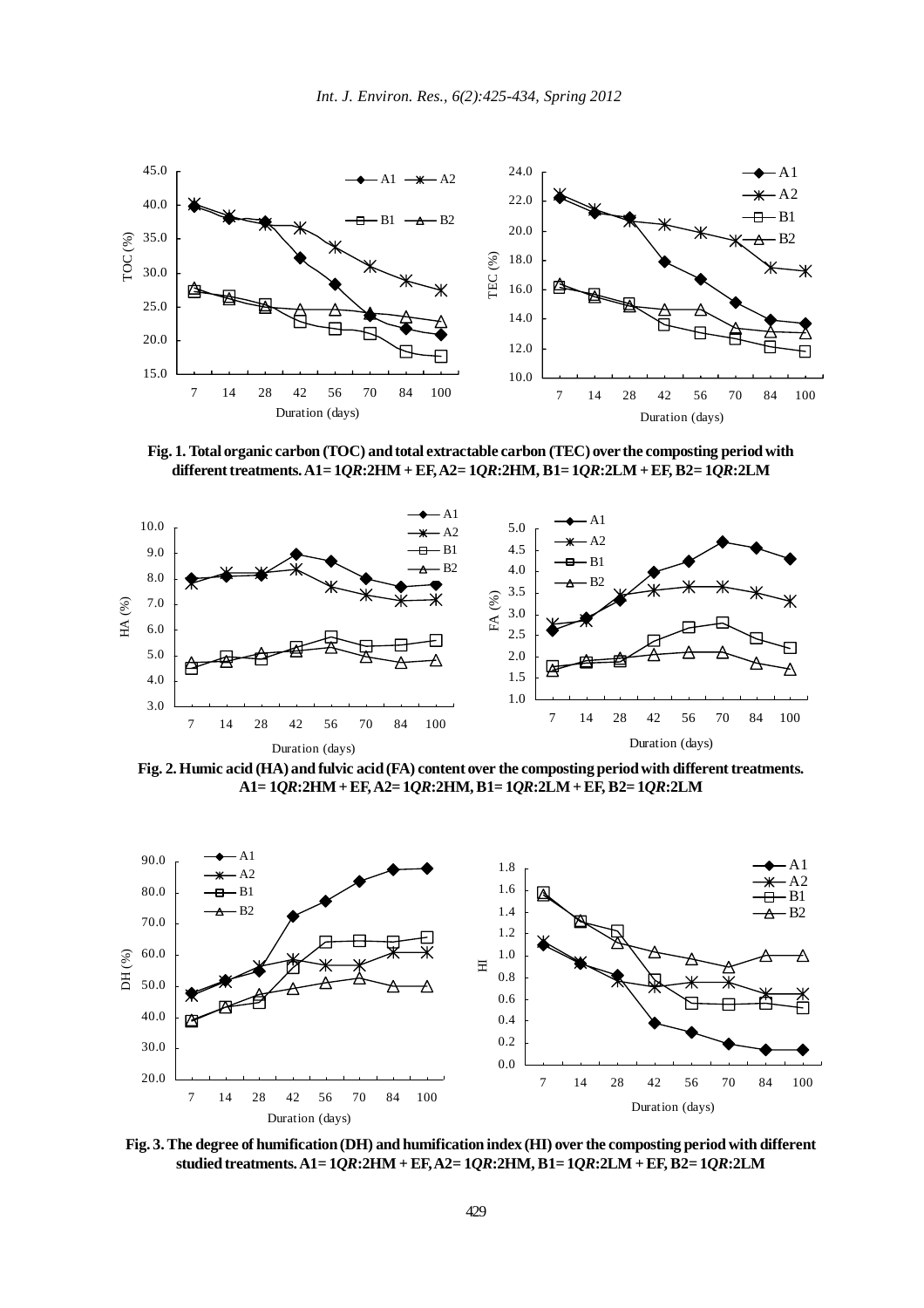**Fig. 1. Total organic carbon (TOC) and total extractable carbon (TEC) over the composting period with different treatments. A1= 1*QR*:2HM + EF, A2= 1*QR*:2HM, B1= 1*QR*:2LM + EF, B2= 1*QR*:2LM**

**Fig. 2. Humic acid (HA) and fulvic acid (FA) content over the composting period with different treatments. A1= 1*QR*:2HM + EF, A2= 1*QR*:2HM, B1= 1*QR*:2LM + EF, B2= 1*QR*:2LM**

**Fig. 3. The degree of humification (DH) and humification index (HI) over the composting period with different studied treatments. A1= 1*QR*:2HM + EF, A2= 1*QR*:2HM, B1= 1*QR*:2LM + EF, B2= 1*QR*:2LM**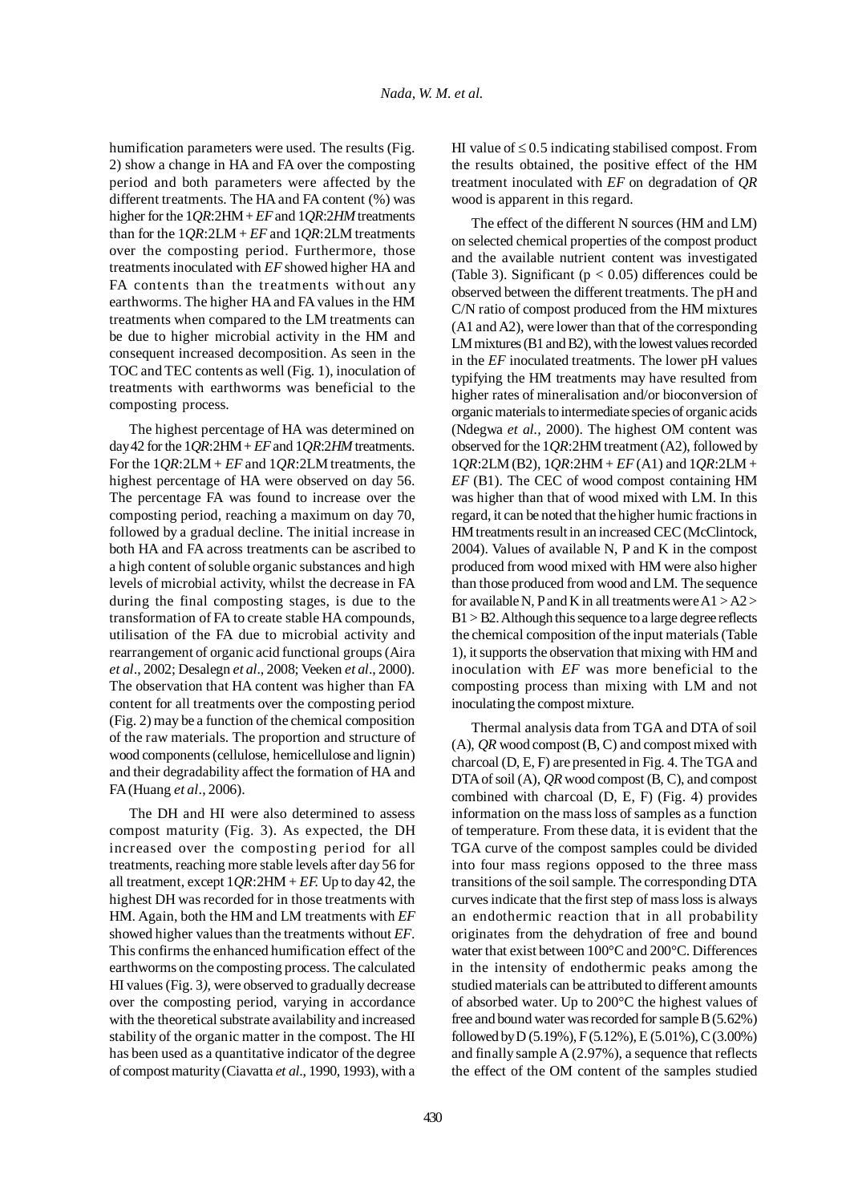humification parameters were used. The results (Fig. 2) show a change in HA and FA over the composting period and both parameters were affected by the different treatments. The HA and FA content (%) was higher for the 1*QR*:2HM + *EF* and 1*QR*:2*HM* treatments than for the 1*QR*:2LM + *EF* and 1*QR*:2LM treatments over the composting period. Furthermore, those treatments inoculated with *EF* showed higher HA and FA contents than the treatments without any earthworms. The higher HA and FA values in the HM treatments when compared to the LM treatments can be due to higher microbial activity in the HM and consequent increased decomposition. As seen in the TOC and TEC contents as well (Fig. 1), inoculation of treatments with earthworms was beneficial to the composting process.

The highest percentage of HA was determined on day 42 for the 1*QR*:2HM + *EF* and 1*QR*:2*HM* treatments. For the 1*QR*:2LM + *EF* and 1*QR*:2LM treatments, the highest percentage of HA were observed on day 56. The percentage FA was found to increase over the composting period, reaching a maximum on day 70, followed by a gradual decline. The initial increase in both HA and FA across treatments can be ascribed to a high content of soluble organic substances and high levels of microbial activity, whilst the decrease in FA during the final composting stages, is due to the transformation of FA to create stable HA compounds, utilisation of the FA due to microbial activity and rearrangement of organic acid functional groups (Aira *et al*., 2002; Desalegn *et al*., 2008; Veeken *et al*., 2000). The observation that HA content was higher than FA content for all treatments over the composting period (Fig. 2) may be a function of the chemical composition of the raw materials. The proportion and structure of wood components (cellulose, hemicellulose and lignin) and their degradability affect the formation of HA and FA (Huang *et al*., 2006).

The DH and HI were also determined to assess compost maturity (Fig. 3). As expected, the DH increased over the composting period for all treatments, reaching more stable levels after day 56 for all treatment, except 1*QR*:2HM + *EF.* Up to day 42, the highest DH was recorded for in those treatments with HM. Again, both the HM and LM treatments with *EF* showed higher values than the treatments without *EF*. This confirms the enhanced humification effect of the earthworms on the composting process. The calculated HI values (Fig. 3*)*, were observed to gradually decrease over the composting period, varying in accordance with the theoretical substrate availability and increased stability of the organic matter in the compost. The HI has been used as a quantitative indicator of the degree of compost maturity (Ciavatta *et al*., 1990, 1993), with a HI value of $\leq 0.5$ indicating stabilised compost. From the results obtained, the positive effect of the HM treatment inoculated with *EF* on degradation of *QR* wood is apparent in this regard.

The effect of the different N sources (HM and LM) on selected chemical properties of the compost product and the available nutrient content was investigated (Table 3). Significant ($p < 0.05$) differences could be observed between the different treatments. The pH and C/N ratio of compost produced from the HM mixtures (A1 and A2), were lower than that of the corresponding LM mixtures (B1 and B2), with the lowest values recorded in the *EF* inoculated treatments. The lower pH values typifying the HM treatments may have resulted from higher rates of mineralisation and/or bioconversion of organic materials to intermediate species of organic acids (Ndegwa *et al*., 2000). The highest OM content was observed for the 1*QR*:2HM treatment (A2), followed by 1*QR*:2LM (B2), 1*QR*:2HM + *EF* (A1) and 1*QR*:2LM + *EF* (B1). The CEC of wood compost containing HM was higher than that of wood mixed with LM. In this regard, it can be noted that the higher humic fractions in HM treatments result in an increased CEC (McClintock, 2004). Values of available N, P and K in the compost produced from wood mixed with HM were also higher than those produced from wood and LM. The sequence for available N, P and K in all treatments were A1 > A2 > B1 > B2. Although this sequence to a large degree reflects the chemical composition of the input materials (Table 1), it supports the observation that mixing with HM and inoculation with *EF* was more beneficial to the composting process than mixing with LM and not inoculating the compost mixture.

Thermal analysis data from TGA and DTA of soil (A), *QR* wood compost (B, C) and compost mixed with charcoal (D, E, F) are presented in Fig. 4. The TGA and DTA of soil (A), *QR* wood compost (B, C), and compost combined with charcoal (D, E, F) (Fig. 4) provides information on the mass loss of samples as a function of temperature. From these data, it is evident that the TGA curve of the compost samples could be divided into four mass regions opposed to the three mass transitions of the soil sample. The corresponding DTA curves indicate that the first step of mass loss is always an endothermic reaction that in all probability originates from the dehydration of free and bound water that exist between 100°C and 200°C. Differences in the intensity of endothermic peaks among the studied materials can be attributed to different amounts of absorbed water. Up to 200°C the highest values of free and bound water was recorded for sample B (5.62%) followed by D (5.19%), F (5.12%), E (5.01%), C (3.00%) and finally sample A (2.97%), a sequence that reflects the effect of the OM content of the samples studied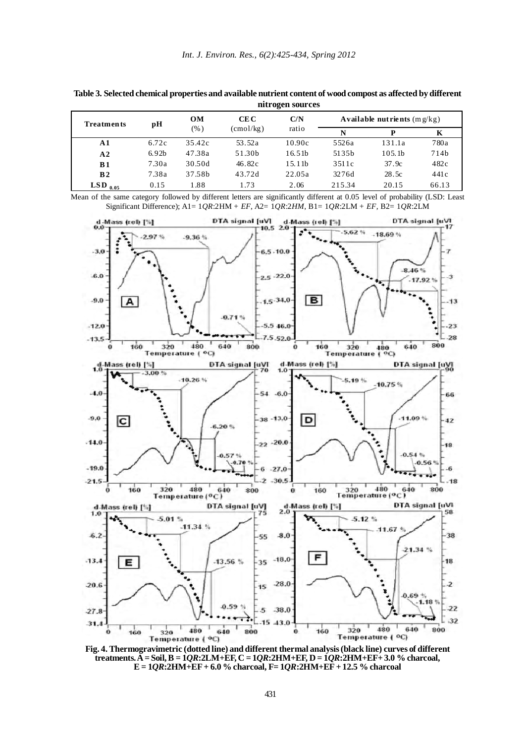**Table 3. Selected chemical properties and available nutrient content of wood compost as affected by different nitrogen sources**

| Treatments | pH | OM (%) | CEC (cmol/kg) | C/N ratio | Available nutrients (mg/kg) | | |
|---|---|---|---|---|---|---|---|
| | | | | | N | P | K |
| A1 | 6.72c | 35.42c | 53.52a | 10.90c | 5526a | 131.1a | 780a |
| A2 | 6.92b | 47.38a | 51.30b | 16.51b | 5135b | 105.1b | 714b |
| B1 | 7.30a | 30.50d | 46.82c | 15.11b | 3511c | 37.9c | 482c |
| B2 | 7.38a | 37.58b | 43.72d | 22.05a | 3276d | 28.5c | 441c |
| $LSD_{0.05}$ | 0.15 | 1.88 | 1.73 | 2.06 | 215.34 | 20.15 | 66.13 |

Mean of the same category followed by different letters are significantly different at 0.05 level of probability (LSD: Least Significant Difference); A1= 1*QR*:2HM + *EF*, A2= 1*QR*:2*HM*, B1= 1*QR*:2LM + *EF*, B2= 1*QR*:2LM

**Fig. 4. Thermogravimetric (dotted line) and different thermal analysis (black line) curves of different treatments. A = Soil, B = 1*QR*:2LM+EF, C = 1*QR*:2HM+EF, D = 1*QR*:2HM+EF+ 3.0 % charcoal, E = 1*QR*:2HM+EF + 6.0 % charcoal, F= 1*QR*:2HM+EF + 12.5 % charcoal**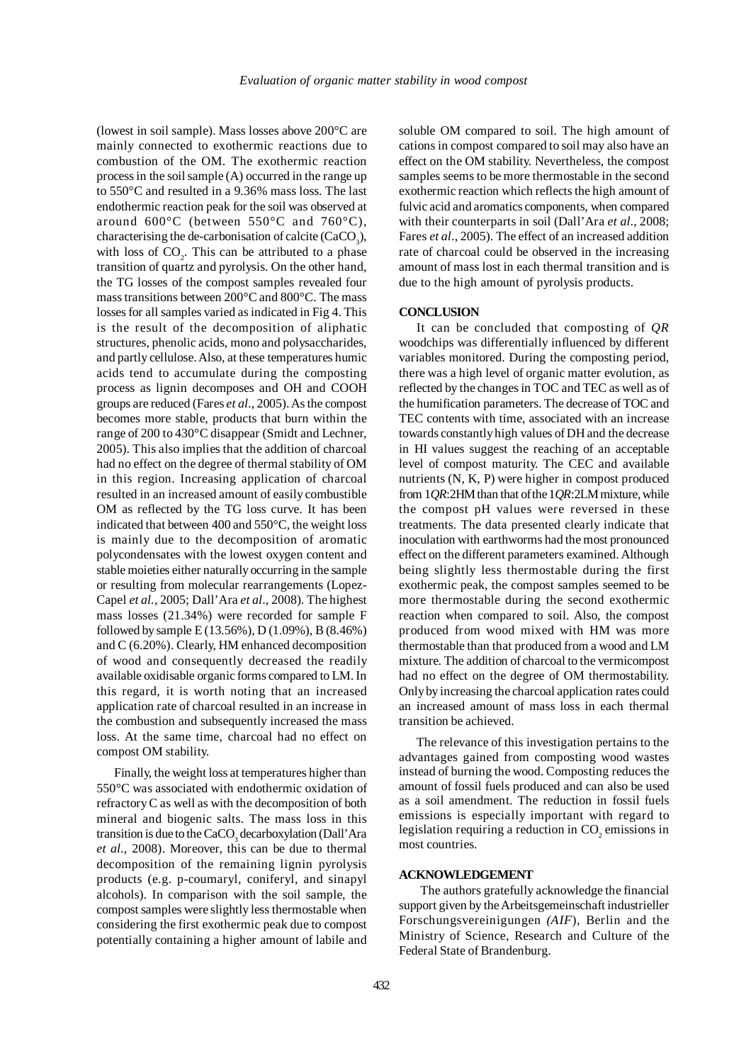(lowest in soil sample). Mass losses above 200°C are mainly connected to exothermic reactions due to combustion of the OM. The exothermic reaction process in the soil sample (A) occurred in the range up to 550°C and resulted in a 9.36% mass loss. The last endothermic reaction peak for the soil was observed at around 600°C (between 550°C and 760°C), characterising the de-carbonisation of calcite ($CaCO_3$), with loss of $CO_2$. This can be attributed to a phase transition of quartz and pyrolysis. On the other hand, the TG losses of the compost samples revealed four mass transitions between 200°C and 800°C. The mass losses for all samples varied as indicated in Fig 4. This is the result of the decomposition of aliphatic structures, phenolic acids, mono and polysaccharides, and partly cellulose. Also, at these temperatures humic acids tend to accumulate during the composting process as lignin decomposes and OH and COOH groups are reduced (Fares *et al*., 2005). As the compost becomes more stable, products that burn within the range of 200 to 430°C disappear (Smidt and Lechner, 2005). This also implies that the addition of charcoal had no effect on the degree of thermal stability of OM in this region. Increasing application of charcoal resulted in an increased amount of easily combustible OM as reflected by the TG loss curve. It has been indicated that between 400 and 550°C, the weight loss is mainly due to the decomposition of aromatic polycondensates with the lowest oxygen content and stable moieties either naturally occurring in the sample or resulting from molecular rearrangements (Lopez-Capel *et al.*, 2005; Dall'Ara *et al*., 2008). The highest mass losses (21.34%) were recorded for sample F followed by sample E (13.56%), D (1.09%), B (8.46%) and C (6.20%). Clearly, HM enhanced decomposition of wood and consequently decreased the readily available oxidisable organic forms compared to LM. In this regard, it is worth noting that an increased application rate of charcoal resulted in an increase in the combustion and subsequently increased the mass loss. At the same time, charcoal had no effect on compost OM stability.

Finally, the weight loss at temperatures higher than 550°C was associated with endothermic oxidation of refractory C as well as with the decomposition of both mineral and biogenic salts. The mass loss in this transition is due to the $CaCO_3$ decarboxylation (Dall'Ara *et al*., 2008). Moreover, this can be due to thermal decomposition of the remaining lignin pyrolysis products (e.g. p-coumaryl, coniferyl, and sinapyl alcohols). In comparison with the soil sample, the compost samples were slightly less thermostable when considering the first exothermic peak due to compost potentially containing a higher amount of labile and soluble OM compared to soil. The high amount of cations in compost compared to soil may also have an effect on the OM stability. Nevertheless, the compost samples seems to be more thermostable in the second exothermic reaction which reflects the high amount of fulvic acid and aromatics components, when compared with their counterparts in soil (Dall'Ara *et al*., 2008; Fares *et al*., 2005). The effect of an increased addition rate of charcoal could be observed in the increasing amount of mass lost in each thermal transition and is due to the high amount of pyrolysis products.

## CONCLUSION

It can be concluded that composting of *QR* woodchips was differentially influenced by different variables monitored. During the composting period, there was a high level of organic matter evolution, as reflected by the changes in TOC and TEC as well as of the humification parameters. The decrease of TOC and TEC contents with time, associated with an increase towards constantly high values of DH and the decrease in HI values suggest the reaching of an acceptable level of compost maturity. The CEC and available nutrients (N, K, P) were higher in compost produced from 1*QR*:2HM than that of the 1*QR*:2LM mixture, while the compost pH values were reversed in these treatments. The data presented clearly indicate that inoculation with earthworms had the most pronounced effect on the different parameters examined. Although being slightly less thermostable during the first exothermic peak, the compost samples seemed to be more thermostable during the second exothermic reaction when compared to soil. Also, the compost produced from wood mixed with HM was more thermostable than that produced from a wood and LM mixture. The addition of charcoal to the vermicompost had no effect on the degree of OM thermostability. Only by increasing the charcoal application rates could an increased amount of mass loss in each thermal transition be achieved.

The relevance of this investigation pertains to the advantages gained from composting wood wastes instead of burning the wood. Composting reduces the amount of fossil fuels produced and can also be used as a soil amendment. The reduction in fossil fuels emissions is especially important with regard to legislation requiring a reduction in $CO_2$ emissions in most countries.

## ACKNOWLEDGEMENT

The authors gratefully acknowledge the financial support given by the Arbeitsgemeinschaft industrieller Forschungsvereinigungen *(AIF*), Berlin and the Ministry of Science, Research and Culture of the Federal State of Brandenburg.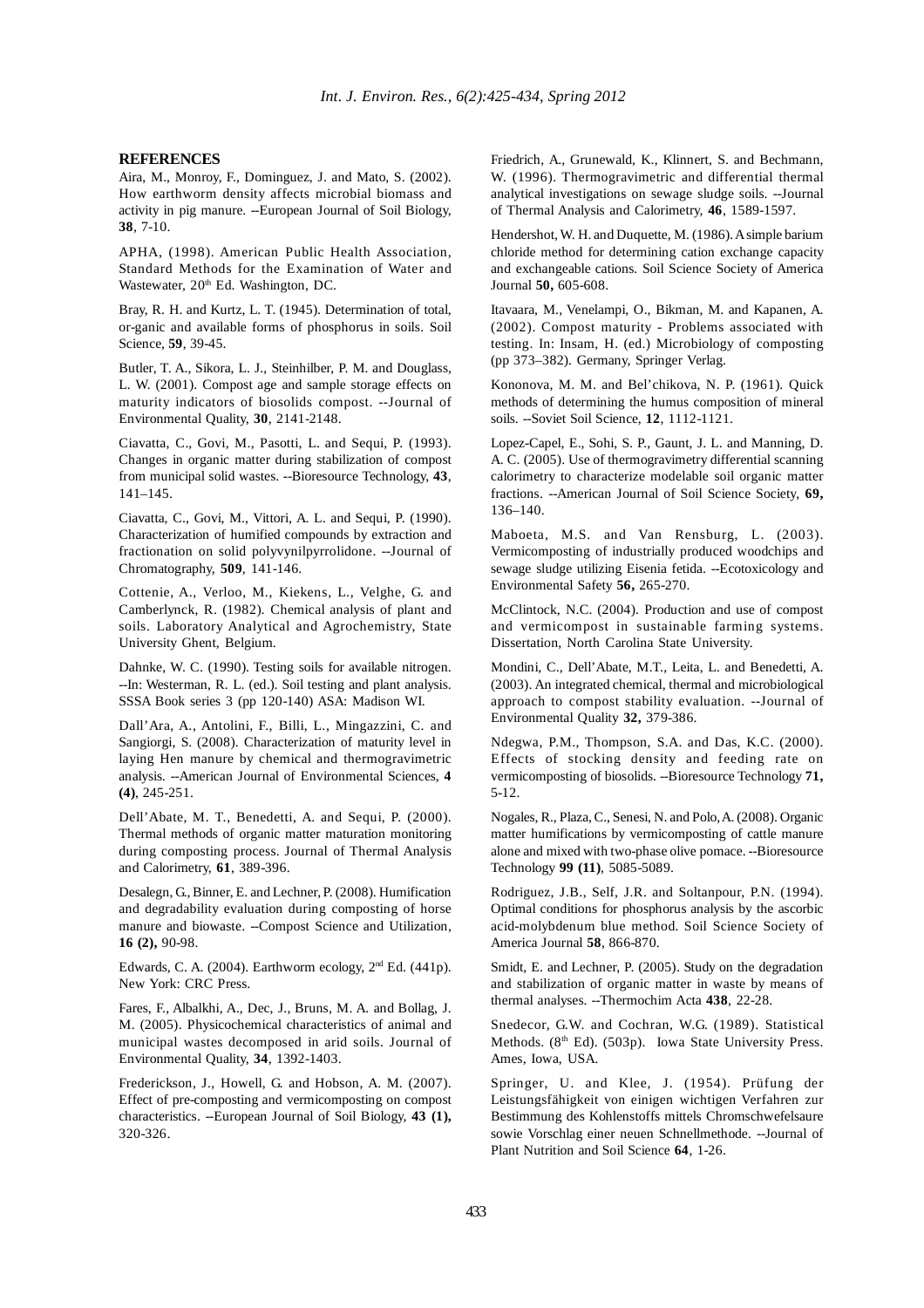## REFERENCES

Aira, M., Monroy, F., Dominguez, J. and Mato, S. (2002). How earthworm density affects microbial biomass and activity in pig manure. --European Journal of Soil Biology, **38**, 7-10.

APHA, (1998). American Public Health Association, Standard Methods for the Examination of Water and Wastewater, 20th Ed. Washington, DC.

Bray, R. H. and Kurtz, L. T. (1945). Determination of total, or-ganic and available forms of phosphorus in soils. Soil Science, **59**, 39-45.

Butler, T. A., Sikora, L. J., Steinhilber, P. M. and Douglass, L. W. (2001). Compost age and sample storage effects on maturity indicators of biosolids compost. --Journal of Environmental Quality, **30**, 2141-2148.

Ciavatta, C., Govi, M., Pasotti, L. and Sequi, P. (1993). Changes in organic matter during stabilization of compost from municipal solid wastes. --Bioresource Technology, **43**, 141–145.

Ciavatta, C., Govi, M., Vittori, A. L. and Sequi, P. (1990). Characterization of humified compounds by extraction and fractionation on solid polyvynilpyrrolidone. --Journal of Chromatography, **509**, 141-146.

Cottenie, A., Verloo, M., Kiekens, L., Velghe, G. and Camberlynck, R. (1982). Chemical analysis of plant and soils. Laboratory Analytical and Agrochemistry, State University Ghent, Belgium.

Dahnke, W. C. (1990). Testing soils for available nitrogen. --In: Westerman, R. L. (ed.). Soil testing and plant analysis. SSSA Book series 3 (pp 120-140) ASA: Madison WI.

Dall'Ara, A., Antolini, F., Billi, L., Mingazzini, C. and Sangiorgi, S. (2008). Characterization of maturity level in laying Hen manure by chemical and thermogravimetric analysis. --American Journal of Environmental Sciences, **4 (4)**, 245-251.

Dell'Abate, M. T., Benedetti, A. and Sequi, P. (2000). Thermal methods of organic matter maturation monitoring during composting process. Journal of Thermal Analysis and Calorimetry, **61**, 389-396.

Desalegn, G., Binner, E. and Lechner, P. (2008). Humification and degradability evaluation during composting of horse manure and biowaste. --Compost Science and Utilization, **16 (2),** 90-98.

Edwards, C. A. (2004). Earthworm ecology, 2nd Ed. (441p). New York: CRC Press.

Fares, F., Albalkhi, A., Dec, J., Bruns, M. A. and Bollag, J. M. (2005). Physicochemical characteristics of animal and municipal wastes decomposed in arid soils. Journal of Environmental Quality, **34**, 1392-1403.

Frederickson, J., Howell, G. and Hobson, A. M. (2007). Effect of pre-composting and vermicomposting on compost characteristics. --European Journal of Soil Biology, **43 (1),** 320-326.

Friedrich, A., Grunewald, K., Klinnert, S. and Bechmann, W. (1996). Thermogravimetric and differential thermal analytical investigations on sewage sludge soils. --Journal of Thermal Analysis and Calorimetry, **46**, 1589-1597.

Hendershot, W. H. and Duquette, M. (1986). A simple barium chloride method for determining cation exchange capacity and exchangeable cations. Soil Science Society of America Journal **50,** 605-608.

Itavaara, M., Venelampi, O., Bikman, M. and Kapanen, A. (2002). Compost maturity - Problems associated with testing. In: Insam, H. (ed.) Microbiology of composting (pp 373–382). Germany, Springer Verlag.

Kononova, M. M. and Bel'chikova, N. P. (1961). Quick methods of determining the humus composition of mineral soils. --Soviet Soil Science, **12**, 1112-1121.

Lopez-Capel, E., Sohi, S. P., Gaunt, J. L. and Manning, D. A. C. (2005). Use of thermogravimetry differential scanning calorimetry to characterize modelable soil organic matter fractions. --American Journal of Soil Science Society, **69,** 136–140.

Maboeta, M.S. and Van Rensburg, L. (2003). Vermicomposting of industrially produced woodchips and sewage sludge utilizing Eisenia fetida. --Ecotoxicology and Environmental Safety **56,** 265-270.

McClintock, N.C. (2004). Production and use of compost and vermicompost in sustainable farming systems. Dissertation, North Carolina State University.

Mondini, C., Dell'Abate, M.T., Leita, L. and Benedetti, A. (2003). An integrated chemical, thermal and microbiological approach to compost stability evaluation. --Journal of Environmental Quality **32,** 379-386.

Ndegwa, P.M., Thompson, S.A. and Das, K.C. (2000). Effects of stocking density and feeding rate on vermicomposting of biosolids. --Bioresource Technology **71,** 5-12.

Nogales, R., Plaza, C., Senesi, N. and Polo, A. (2008). Organic matter humifications by vermicomposting of cattle manure alone and mixed with two-phase olive pomace. --Bioresource Technology **99 (11)**, 5085-5089.

Rodriguez, J.B., Self, J.R. and Soltanpour, P.N. (1994). Optimal conditions for phosphorus analysis by the ascorbic acid-molybdenum blue method. Soil Science Society of America Journal **58**, 866-870.

Smidt, E. and Lechner, P. (2005). Study on the degradation and stabilization of organic matter in waste by means of thermal analyses. --Thermochim Acta **438**, 22-28.

Snedecor, G.W. and Cochran, W.G. (1989). Statistical Methods. (8th Ed). (503p). Iowa State University Press. Ames, Iowa, USA.

Springer, U. and Klee, J. (1954). Prüfung der Leistungsfähigkeit von einigen wichtigen Verfahren zur Bestimmung des Kohlenstoffs mittels Chromschwefelsaure sowie Vorschlag einer neuen Schnellmethode. --Journal of Plant Nutrition and Soil Science **64**, 1-26.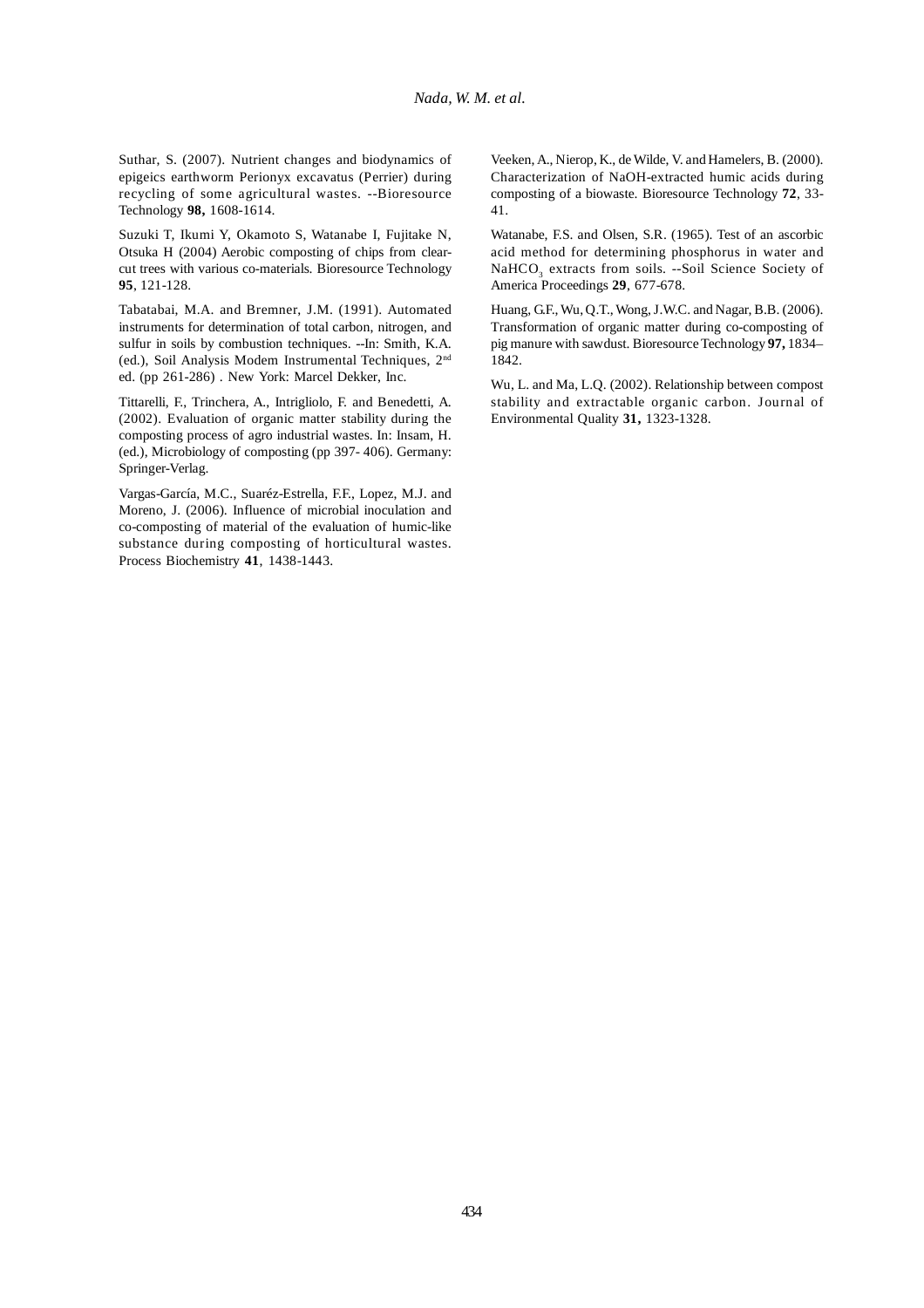Suthar, S. (2007). Nutrient changes and biodynamics of epigeics earthworm Perionyx excavatus (Perrier) during recycling of some agricultural wastes. --Bioresource Technology **98,** 1608-1614.

Suzuki T, Ikumi Y, Okamoto S, Watanabe I, Fujitake N, Otsuka H (2004) Aerobic composting of chips from clear-cut trees with various co-materials. Bioresource Technology **95**, 121-128.

Tabatabai, M.A. and Bremner, J.M. (1991). Automated instruments for determination of total carbon, nitrogen, and sulfur in soils by combustion techniques. --In: Smith, K.A. (ed.), Soil Analysis Modem Instrumental Techniques, 2nd ed. (pp 261-286) . New York: Marcel Dekker, Inc.

Tittarelli, F., Trinchera, A., Intrigliolo, F. and Benedetti, A. (2002). Evaluation of organic matter stability during the composting process of agro industrial wastes. In: Insam, H. (ed.), Microbiology of composting (pp 397- 406). Germany: Springer-Verlag.

Vargas-García, M.C., Suaréz-Estrella, F.F., Lopez, M.J. and Moreno, J. (2006). Influence of microbial inoculation and co-composting of material of the evaluation of humic-like substance during composting of horticultural wastes. Process Biochemistry **41**, 1438-1443.

Veeken, A., Nierop, K., de Wilde, V. and Hamelers, B. (2000). Characterization of NaOH-extracted humic acids during composting of a biowaste. Bioresource Technology **72**, 33-41.

Watanabe, F.S. and Olsen, S.R. (1965). Test of an ascorbic acid method for determining phosphorus in water and $NaHCO_3$ extracts from soils. --Soil Science Society of America Proceedings **29**, 677-678.

Huang, G.F., Wu, Q.T., Wong, J.W.C. and Nagar, B.B. (2006). Transformation of organic matter during co-composting of pig manure with sawdust. Bioresource Technology **97,** 1834–1842.

Wu, L. and Ma, L.Q. (2002). Relationship between compost stability and extractable organic carbon. Journal of Environmental Quality **31,** 1323-1328.